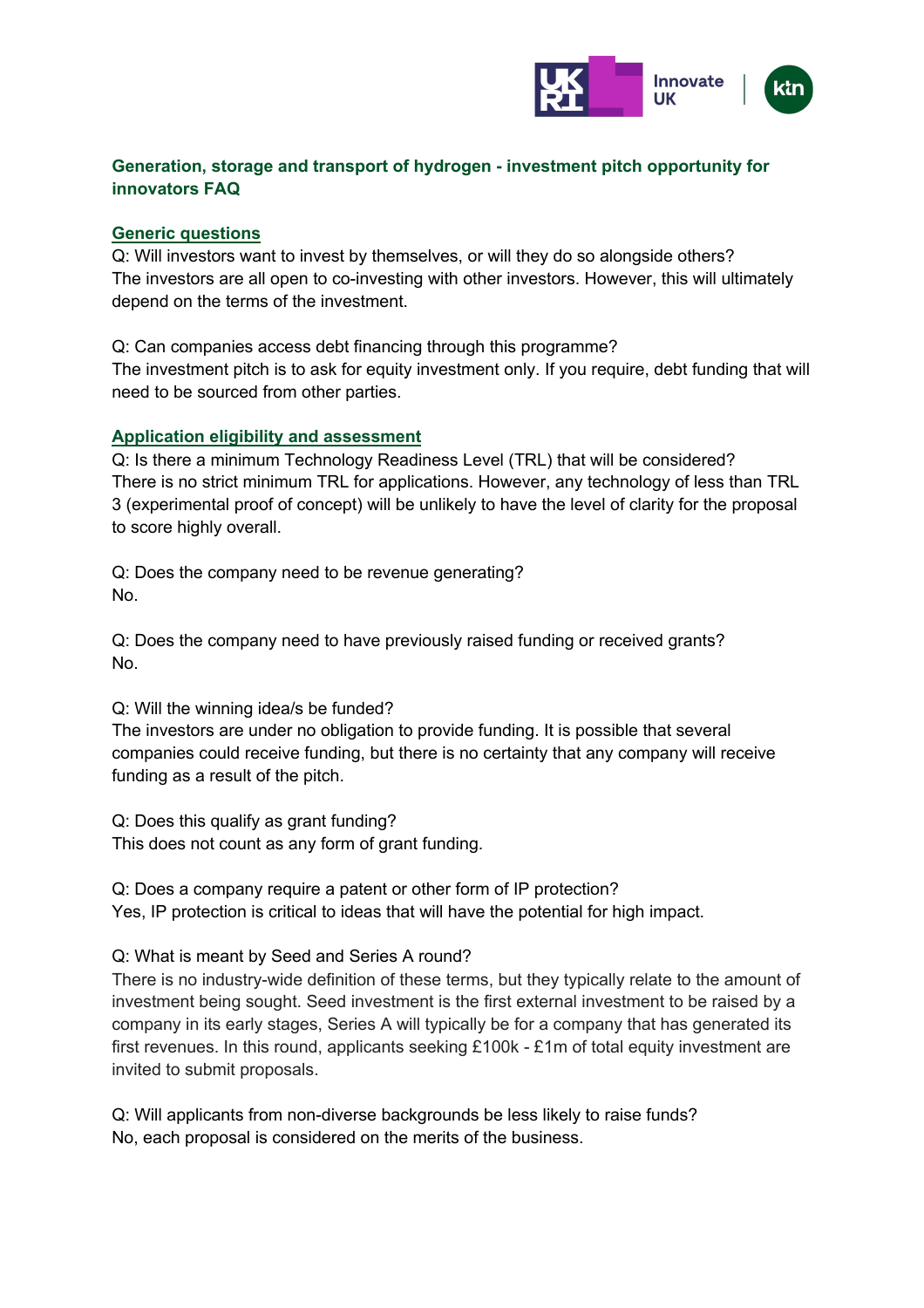## Generation, storage and transport of hydrogen - investment pitch opportunity for innovators FAQ

### Generic questions

Q: Will investors want to invest by themselves, or will they do so alongside others?
The investors are all open to co-investing with other investors. However, this will ultimately depend on the terms of the investment.

Q: Can companies access debt financing through this programme?
The investment pitch is to ask for equity investment only. If you require, debt funding that will need to be sourced from other parties.

### Application eligibility and assessment

Q: Is there a minimum Technology Readiness Level (TRL) that will be considered?
There is no strict minimum TRL for applications. However, any technology of less than TRL 3 (experimental proof of concept) will be unlikely to have the level of clarity for the proposal to score highly overall.

Q: Does the company need to be revenue generating?
No.

Q: Does the company need to have previously raised funding or received grants?
No.

Q: Will the winning idea/s be funded?
The investors are under no obligation to provide funding. It is possible that several companies could receive funding, but there is no certainty that any company will receive funding as a result of the pitch.

Q: Does this qualify as grant funding?
This does not count as any form of grant funding.

Q: Does a company require a patent or other form of IP protection?
Yes, IP protection is critical to ideas that will have the potential for high impact.

Q: What is meant by Seed and Series A round?
There is no industry-wide definition of these terms, but they typically relate to the amount of investment being sought. Seed investment is the first external investment to be raised by a company in its early stages, Series A will typically be for a company that has generated its first revenues. In this round, applicants seeking £100k - £1m of total equity investment are invited to submit proposals.

Q: Will applicants from non-diverse backgrounds be less likely to raise funds?
No, each proposal is considered on the merits of the business.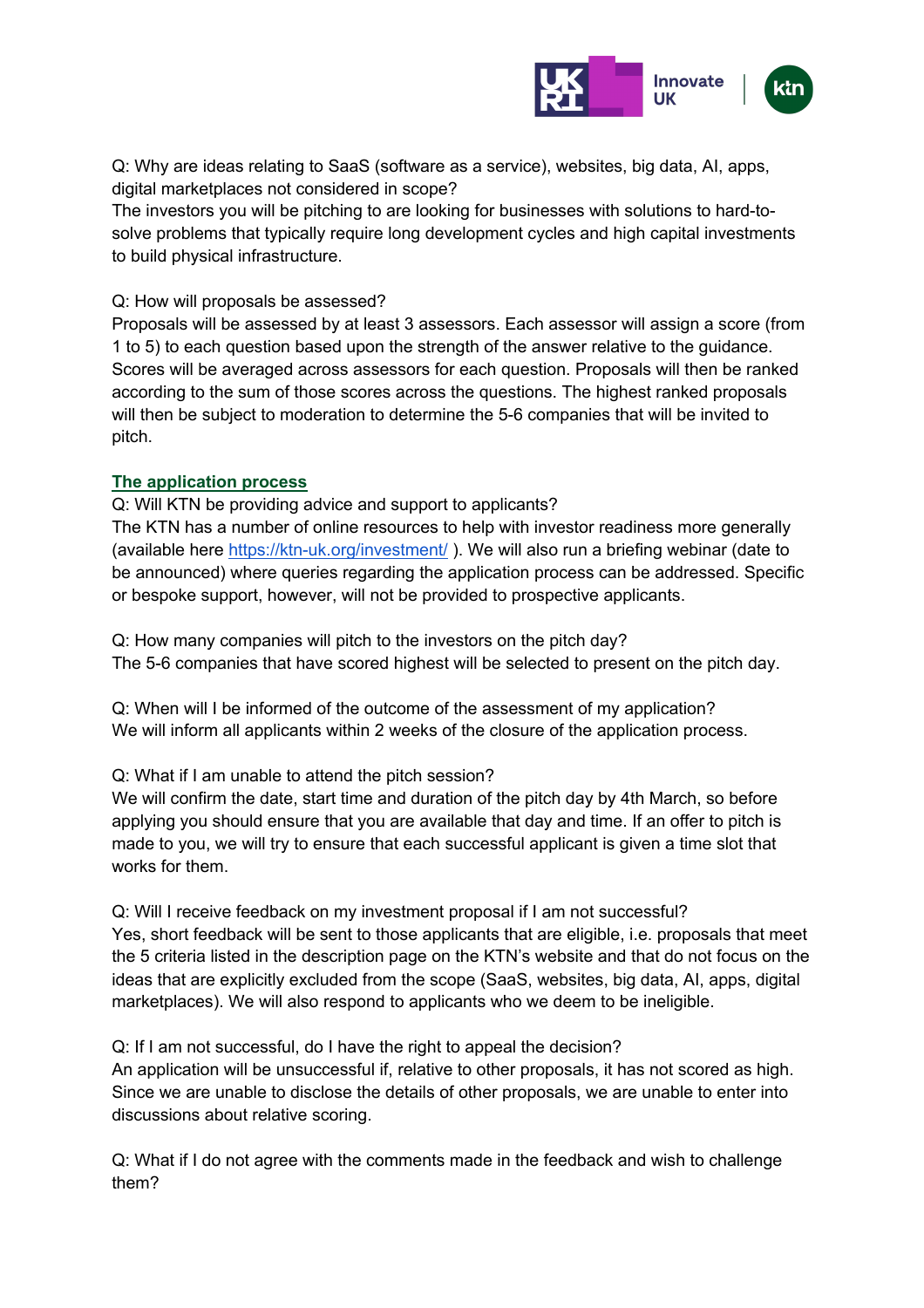Q: Why are ideas relating to SaaS (software as a service), websites, big data, AI, apps, digital marketplaces not considered in scope?
The investors you will be pitching to are looking for businesses with solutions to hard-to-solve problems that typically require long development cycles and high capital investments to build physical infrastructure.

Q: How will proposals be assessed?
Proposals will be assessed by at least 3 assessors. Each assessor will assign a score (from 1 to 5) to each question based upon the strength of the answer relative to the guidance. Scores will be averaged across assessors for each question. Proposals will then be ranked according to the sum of those scores across the questions. The highest ranked proposals will then be subject to moderation to determine the 5-6 companies that will be invited to pitch.

## The application process

Q: Will KTN be providing advice and support to applicants?
The KTN has a number of online resources to help with investor readiness more generally (available here https://ktn-uk.org/investment/ ). We will also run a briefing webinar (date to be announced) where queries regarding the application process can be addressed. Specific or bespoke support, however, will not be provided to prospective applicants.

Q: How many companies will pitch to the investors on the pitch day?
The 5-6 companies that have scored highest will be selected to present on the pitch day.

Q: When will I be informed of the outcome of the assessment of my application?
We will inform all applicants within 2 weeks of the closure of the application process.

Q: What if I am unable to attend the pitch session?
We will confirm the date, start time and duration of the pitch day by 4th March, so before applying you should ensure that you are available that day and time. If an offer to pitch is made to you, we will try to ensure that each successful applicant is given a time slot that works for them.

Q: Will I receive feedback on my investment proposal if I am not successful?
Yes, short feedback will be sent to those applicants that are eligible, i.e. proposals that meet the 5 criteria listed in the description page on the KTN's website and that do not focus on the ideas that are explicitly excluded from the scope (SaaS, websites, big data, AI, apps, digital marketplaces). We will also respond to applicants who we deem to be ineligible.

Q: If I am not successful, do I have the right to appeal the decision?
An application will be unsuccessful if, relative to other proposals, it has not scored as high. Since we are unable to disclose the details of other proposals, we are unable to enter into discussions about relative scoring.

Q: What if I do not agree with the comments made in the feedback and wish to challenge them?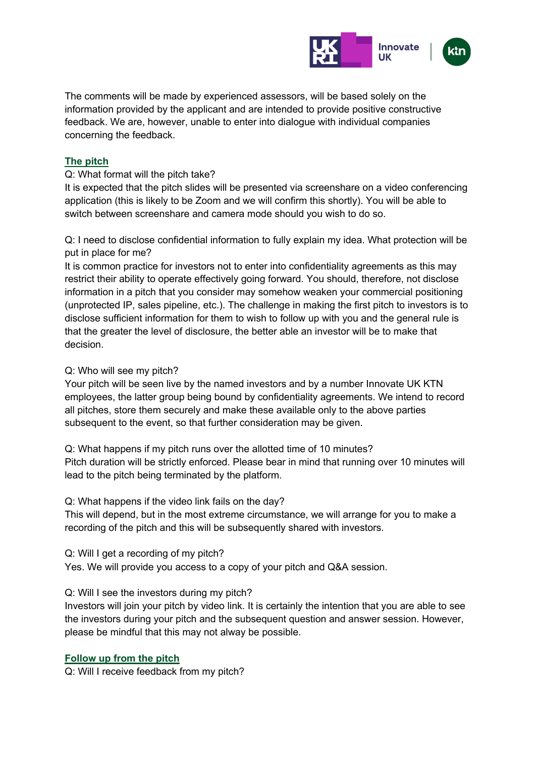The comments will be made by experienced assessors, will be based solely on the information provided by the applicant and are intended to provide positive constructive feedback. We are, however, unable to enter into dialogue with individual companies concerning the feedback.

## The pitch

Q: What format will the pitch take?
It is expected that the pitch slides will be presented via screenshare on a video conferencing application (this is likely to be Zoom and we will confirm this shortly). You will be able to switch between screenshare and camera mode should you wish to do so.

Q: I need to disclose confidential information to fully explain my idea. What protection will be put in place for me?
It is common practice for investors not to enter into confidentiality agreements as this may restrict their ability to operate effectively going forward. You should, therefore, not disclose information in a pitch that you consider may somehow weaken your commercial positioning (unprotected IP, sales pipeline, etc.). The challenge in making the first pitch to investors is to disclose sufficient information for them to wish to follow up with you and the general rule is that the greater the level of disclosure, the better able an investor will be to make that decision.

Q: Who will see my pitch?
Your pitch will be seen live by the named investors and by a number Innovate UK KTN employees, the latter group being bound by confidentiality agreements. We intend to record all pitches, store them securely and make these available only to the above parties subsequent to the event, so that further consideration may be given.

Q: What happens if my pitch runs over the allotted time of 10 minutes?
Pitch duration will be strictly enforced. Please bear in mind that running over 10 minutes will lead to the pitch being terminated by the platform.

Q: What happens if the video link fails on the day?
This will depend, but in the most extreme circumstance, we will arrange for you to make a recording of the pitch and this will be subsequently shared with investors.

Q: Will I get a recording of my pitch?
Yes. We will provide you access to a copy of your pitch and Q&A session.

Q: Will I see the investors during my pitch?
Investors will join your pitch by video link. It is certainly the intention that you are able to see the investors during your pitch and the subsequent question and answer session. However, please be mindful that this may not alway be possible.

## Follow up from the pitch

Q: Will I receive feedback from my pitch?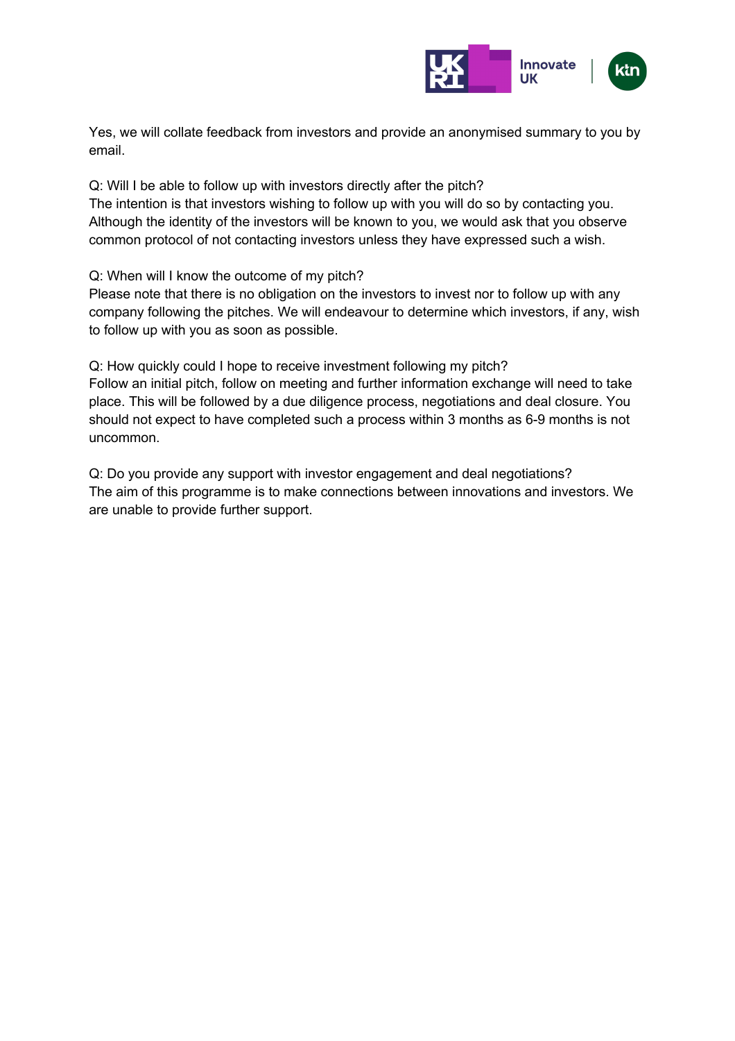Yes, we will collate feedback from investors and provide an anonymised summary to you by email.

Q: Will I be able to follow up with investors directly after the pitch?
The intention is that investors wishing to follow up with you will do so by contacting you. Although the identity of the investors will be known to you, we would ask that you observe common protocol of not contacting investors unless they have expressed such a wish.

Q: When will I know the outcome of my pitch?
Please note that there is no obligation on the investors to invest nor to follow up with any company following the pitches. We will endeavour to determine which investors, if any, wish to follow up with you as soon as possible.

Q: How quickly could I hope to receive investment following my pitch?
Follow an initial pitch, follow on meeting and further information exchange will need to take place. This will be followed by a due diligence process, negotiations and deal closure. You should not expect to have completed such a process within 3 months as 6-9 months is not uncommon.

Q: Do you provide any support with investor engagement and deal negotiations?
The aim of this programme is to make connections between innovations and investors. We are unable to provide further support.